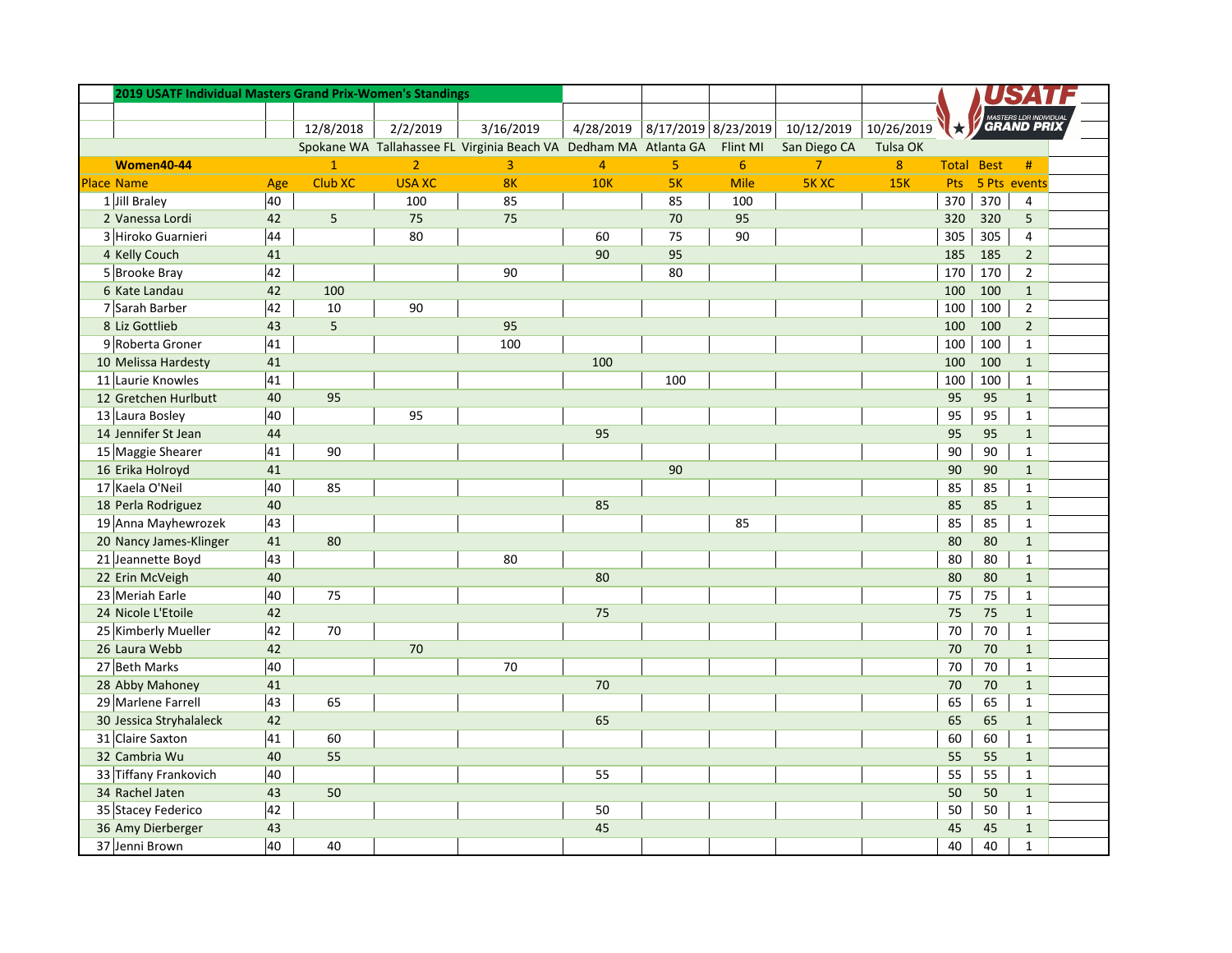## 2019 USATF Individual Masters Grand Prix-Women's Standings

| Place | Name | Age | 12/8/2018 | 2/2/2019 | 3/16/2019 | 4/28/2019 | 8/17/2019 | 8/23/2019 | 10/12/2019 | 10/26/2019 | | | |
|---|---|---|---|---|---|---|---|---|---|---|---|---|---|
| | | | Spokane WA | Tallahassee FL | Virginia Beach VA | Dedham MA | Atlanta GA | Flint MI | San Diego CA | Tulsa OK | | | |
| | **Women40-44** | | 1 | 2 | 3 | 4 | 5 | 6 | 7 | 8 | Total | Best | # |
| Place | Name | Age | Club XC | USA XC | 8K | 10K | 5K | Mile | 5K XC | 15K | Pts | 5 Pts | events |
| 1 | Jill Braley | 40 | | 100 | 85 | | 85 | 100 | | | 370 | 370 | 4 |
| 2 | Vanessa Lordi | 42 | 5 | 75 | 75 | | 70 | 95 | | | 320 | 320 | 5 |
| 3 | Hiroko Guarnieri | 44 | | 80 | | 60 | 75 | 90 | | | 305 | 305 | 4 |
| 4 | Kelly Couch | 41 | | | | 90 | 95 | | | | 185 | 185 | 2 |
| 5 | Brooke Bray | 42 | | | 90 | | 80 | | | | 170 | 170 | 2 |
| 6 | Kate Landau | 42 | 100 | | | | | | | | 100 | 100 | 1 |
| 7 | Sarah Barber | 42 | 10 | 90 | | | | | | | 100 | 100 | 2 |
| 8 | Liz Gottlieb | 43 | 5 | | 95 | | | | | | 100 | 100 | 2 |
| 9 | Roberta Groner | 41 | | | 100 | | | | | | 100 | 100 | 1 |
| 10 | Melissa Hardesty | 41 | | | | 100 | | | | | 100 | 100 | 1 |
| 11 | Laurie Knowles | 41 | | | | | 100 | | | | 100 | 100 | 1 |
| 12 | Gretchen Hurlbutt | 40 | 95 | | | | | | | | 95 | 95 | 1 |
| 13 | Laura Bosley | 40 | | 95 | | | | | | | 95 | 95 | 1 |
| 14 | Jennifer St Jean | 44 | | | | 95 | | | | | 95 | 95 | 1 |
| 15 | Maggie Shearer | 41 | 90 | | | | | | | | 90 | 90 | 1 |
| 16 | Erika Holroyd | 41 | | | | | 90 | | | | 90 | 90 | 1 |
| 17 | Kaela O'Neil | 40 | 85 | | | | | | | | 85 | 85 | 1 |
| 18 | Perla Rodriguez | 40 | | | | 85 | | | | | 85 | 85 | 1 |
| 19 | Anna Mayhewrozek | 43 | | | | | | 85 | | | 85 | 85 | 1 |
| 20 | Nancy James-Klinger | 41 | 80 | | | | | | | | 80 | 80 | 1 |
| 21 | Jeannette Boyd | 43 | | | 80 | | | | | | 80 | 80 | 1 |
| 22 | Erin McVeigh | 40 | | | | 80 | | | | | 80 | 80 | 1 |
| 23 | Meriah Earle | 40 | 75 | | | | | | | | 75 | 75 | 1 |
| 24 | Nicole L'Etoile | 42 | | | | 75 | | | | | 75 | 75 | 1 |
| 25 | Kimberly Mueller | 42 | 70 | | | | | | | | 70 | 70 | 1 |
| 26 | Laura Webb | 42 | | 70 | | | | | | | 70 | 70 | 1 |
| 27 | Beth Marks | 40 | | | 70 | | | | | | 70 | 70 | 1 |
| 28 | Abby Mahoney | 41 | | | | 70 | | | | | 70 | 70 | 1 |
| 29 | Marlene Farrell | 43 | 65 | | | | | | | | 65 | 65 | 1 |
| 30 | Jessica Stryhalaleck | 42 | | | | 65 | | | | | 65 | 65 | 1 |
| 31 | Claire Saxton | 41 | 60 | | | | | | | | 60 | 60 | 1 |
| 32 | Cambria Wu | 40 | 55 | | | | | | | | 55 | 55 | 1 |
| 33 | Tiffany Frankovich | 40 | | | | 55 | | | | | 55 | 55 | 1 |
| 34 | Rachel Jaten | 43 | 50 | | | | | | | | 50 | 50 | 1 |
| 35 | Stacey Federico | 42 | | | | 50 | | | | | 50 | 50 | 1 |
| 36 | Amy Dierberger | 43 | | | | 45 | | | | | 45 | 45 | 1 |
| 37 | Jenni Brown | 40 | 40 | | | | | | | | 40 | 40 | 1 |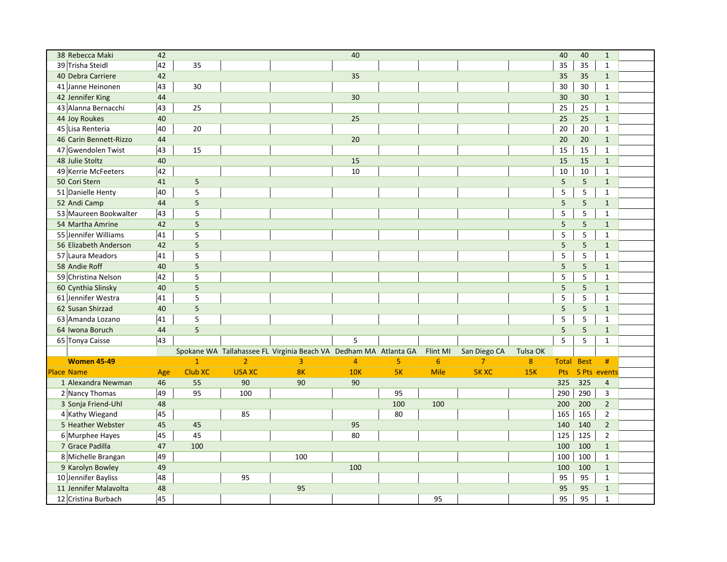| Place | Name | Age | 1 | 2 | 3 | 4 | 5 | 6 | 7 | 8 | Total Pts | Best 5 Pts | # events |
|---|---|---|---|---|---|---|---|---|---|---|---|---|---|
| 38 | Rebecca Maki | 42 | | | | 40 | | | | | 40 | 40 | 1 |
| 39 | Trisha Steidl | 42 | 35 | | | | | | | | 35 | 35 | 1 |
| 40 | Debra Carriere | 42 | | | | 35 | | | | | 35 | 35 | 1 |
| 41 | Janne Heinonen | 43 | 30 | | | | | | | | 30 | 30 | 1 |
| 42 | Jennifer King | 44 | | | | 30 | | | | | 30 | 30 | 1 |
| 43 | Alanna Bernacchi | 43 | 25 | | | | | | | | 25 | 25 | 1 |
| 44 | Joy Roukes | 40 | | | | 25 | | | | | 25 | 25 | 1 |
| 45 | Lisa Renteria | 40 | 20 | | | | | | | | 20 | 20 | 1 |
| 46 | Carin Bennett-Rizzo | 44 | | | | 20 | | | | | 20 | 20 | 1 |
| 47 | Gwendolen Twist | 43 | 15 | | | | | | | | 15 | 15 | 1 |
| 48 | Julie Stoltz | 40 | | | | 15 | | | | | 15 | 15 | 1 |
| 49 | Kerrie McFeeters | 42 | | | | 10 | | | | | 10 | 10 | 1 |
| 50 | Cori Stern | 41 | 5 | | | | | | | | 5 | 5 | 1 |
| 51 | Danielle Henty | 40 | 5 | | | | | | | | 5 | 5 | 1 |
| 52 | Andi Camp | 44 | 5 | | | | | | | | 5 | 5 | 1 |
| 53 | Maureen Bookwalter | 43 | 5 | | | | | | | | 5 | 5 | 1 |
| 54 | Martha Amrine | 42 | 5 | | | | | | | | 5 | 5 | 1 |
| 55 | Jennifer Williams | 41 | 5 | | | | | | | | 5 | 5 | 1 |
| 56 | Elizabeth Anderson | 42 | 5 | | | | | | | | 5 | 5 | 1 |
| 57 | Laura Meadors | 41 | 5 | | | | | | | | 5 | 5 | 1 |
| 58 | Andie Roff | 40 | 5 | | | | | | | | 5 | 5 | 1 |
| 59 | Christina Nelson | 42 | 5 | | | | | | | | 5 | 5 | 1 |
| 60 | Cynthia Slinsky | 40 | 5 | | | | | | | | 5 | 5 | 1 |
| 61 | Jennifer Westra | 41 | 5 | | | | | | | | 5 | 5 | 1 |
| 62 | Susan Shirzad | 40 | 5 | | | | | | | | 5 | 5 | 1 |
| 63 | Amanda Lozano | 41 | 5 | | | | | | | | 5 | 5 | 1 |
| 64 | Iwona Boruch | 44 | 5 | | | | | | | | 5 | 5 | 1 |
| 65 | Tonya Caisse | 43 | | | | 5 | | | | | 5 | 5 | 1 |

| | | | Spokane WA | Tallahassee FL | Virginia Beach VA | Dedham MA | Atlanta GA | Flint MI | San Diego CA | Tulsa OK | | | |
|---|---|---|---|---|---|---|---|---|---|---|---|---|---|
| | **Women 45-49** | | 1 | 2 | 3 | 4 | 5 | 6 | 7 | 8 | Total | Best | # |
| **Place** | **Name** | **Age** | **Club XC** | **USA XC** | **8K** | **10K** | **5K** | **Mile** | **5K XC** | **15K** | **Pts** | **5 Pts** | **events** |
| 1 | Alexandra Newman | 46 | 55 | 90 | 90 | 90 | | | | | 325 | 325 | 4 |
| 2 | Nancy Thomas | 49 | 95 | 100 | | | 95 | | | | 290 | 290 | 3 |
| 3 | Sonja Friend-Uhl | 48 | | | | | 100 | 100 | | | 200 | 200 | 2 |
| 4 | Kathy Wiegand | 45 | | 85 | | | 80 | | | | 165 | 165 | 2 |
| 5 | Heather Webster | 45 | 45 | | | 95 | | | | | 140 | 140 | 2 |
| 6 | Murphee Hayes | 45 | 45 | | | 80 | | | | | 125 | 125 | 2 |
| 7 | Grace Padilla | 47 | 100 | | | | | | | | 100 | 100 | 1 |
| 8 | Michelle Brangan | 49 | | | 100 | | | | | | 100 | 100 | 1 |
| 9 | Karolyn Bowley | 49 | | | | 100 | | | | | 100 | 100 | 1 |
| 10 | Jennifer Bayliss | 48 | | 95 | | | | | | | 95 | 95 | 1 |
| 11 | Jennifer Malavolta | 48 | | | 95 | | | | | | 95 | 95 | 1 |
| 12 | Cristina Burbach | 45 | | | | | | 95 | | | 95 | 95 | 1 |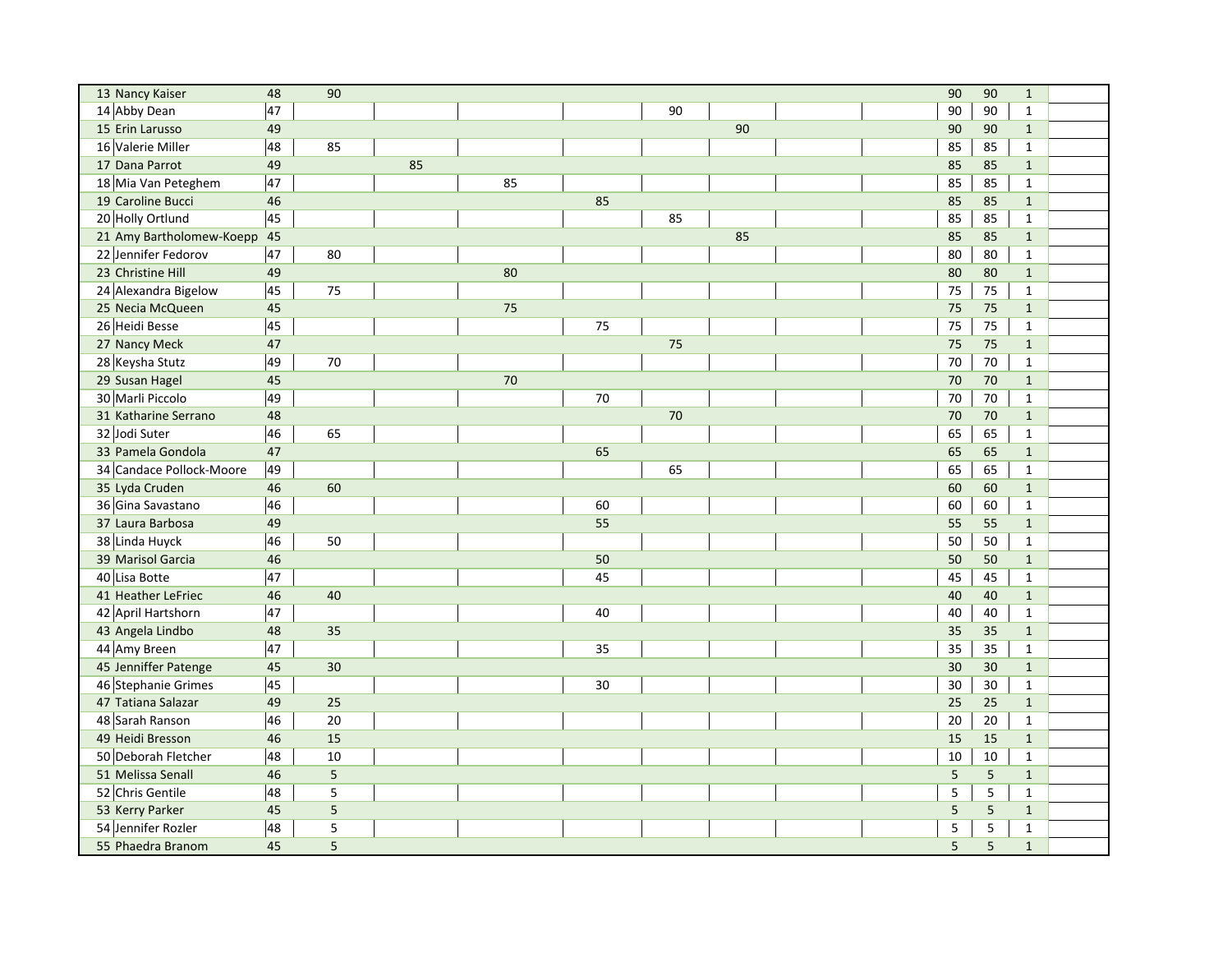| | | | | | | | | | | | | | | |
|---|---|---|---|---|---|---|---|---|---|---|---|---|---|---|
| 13 | Nancy Kaiser | 48 | 90 | | | | | | | | 90 | 90 | 1 | |
| 14 | Abby Dean | 47 | | | | | 90 | | | | 90 | 90 | 1 | |
| 15 | Erin Larusso | 49 | | | | | | 90 | | | 90 | 90 | 1 | |
| 16 | Valerie Miller | 48 | 85 | | | | | | | | 85 | 85 | 1 | |
| 17 | Dana Parrot | 49 | | 85 | | | | | | | 85 | 85 | 1 | |
| 18 | Mia Van Peteghem | 47 | | | 85 | | | | | | 85 | 85 | 1 | |
| 19 | Caroline Bucci | 46 | | | | 85 | | | | | 85 | 85 | 1 | |
| 20 | Holly Ortlund | 45 | | | | | 85 | | | | 85 | 85 | 1 | |
| 21 | Amy Bartholomew-Koepp | 45 | | | | | | 85 | | | 85 | 85 | 1 | |
| 22 | Jennifer Fedorov | 47 | 80 | | | | | | | | 80 | 80 | 1 | |
| 23 | Christine Hill | 49 | | | 80 | | | | | | 80 | 80 | 1 | |
| 24 | Alexandra Bigelow | 45 | 75 | | | | | | | | 75 | 75 | 1 | |
| 25 | Necia McQueen | 45 | | | 75 | | | | | | 75 | 75 | 1 | |
| 26 | Heidi Besse | 45 | | | | 75 | | | | | 75 | 75 | 1 | |
| 27 | Nancy Meck | 47 | | | | | 75 | | | | 75 | 75 | 1 | |
| 28 | Keysha Stutz | 49 | 70 | | | | | | | | 70 | 70 | 1 | |
| 29 | Susan Hagel | 45 | | | 70 | | | | | | 70 | 70 | 1 | |
| 30 | Marli Piccolo | 49 | | | | 70 | | | | | 70 | 70 | 1 | |
| 31 | Katharine Serrano | 48 | | | | | 70 | | | | 70 | 70 | 1 | |
| 32 | Jodi Suter | 46 | 65 | | | | | | | | 65 | 65 | 1 | |
| 33 | Pamela Gondola | 47 | | | | 65 | | | | | 65 | 65 | 1 | |
| 34 | Candace Pollock-Moore | 49 | | | | | 65 | | | | 65 | 65 | 1 | |
| 35 | Lyda Cruden | 46 | 60 | | | | | | | | 60 | 60 | 1 | |
| 36 | Gina Savastano | 46 | | | | 60 | | | | | 60 | 60 | 1 | |
| 37 | Laura Barbosa | 49 | | | | 55 | | | | | 55 | 55 | 1 | |
| 38 | Linda Huyck | 46 | 50 | | | | | | | | 50 | 50 | 1 | |
| 39 | Marisol Garcia | 46 | | | | 50 | | | | | 50 | 50 | 1 | |
| 40 | Lisa Botte | 47 | | | | 45 | | | | | 45 | 45 | 1 | |
| 41 | Heather LeFriec | 46 | 40 | | | | | | | | 40 | 40 | 1 | |
| 42 | April Hartshorn | 47 | | | | 40 | | | | | 40 | 40 | 1 | |
| 43 | Angela Lindbo | 48 | 35 | | | | | | | | 35 | 35 | 1 | |
| 44 | Amy Breen | 47 | | | | 35 | | | | | 35 | 35 | 1 | |
| 45 | Jenniffer Patenge | 45 | 30 | | | | | | | | 30 | 30 | 1 | |
| 46 | Stephanie Grimes | 45 | | | | 30 | | | | | 30 | 30 | 1 | |
| 47 | Tatiana Salazar | 49 | 25 | | | | | | | | 25 | 25 | 1 | |
| 48 | Sarah Ranson | 46 | 20 | | | | | | | | 20 | 20 | 1 | |
| 49 | Heidi Bresson | 46 | 15 | | | | | | | | 15 | 15 | 1 | |
| 50 | Deborah Fletcher | 48 | 10 | | | | | | | | 10 | 10 | 1 | |
| 51 | Melissa Senall | 46 | 5 | | | | | | | | 5 | 5 | 1 | |
| 52 | Chris Gentile | 48 | 5 | | | | | | | | 5 | 5 | 1 | |
| 53 | Kerry Parker | 45 | 5 | | | | | | | | 5 | 5 | 1 | |
| 54 | Jennifer Rozler | 48 | 5 | | | | | | | | 5 | 5 | 1 | |
| 55 | Phaedra Branom | 45 | 5 | | | | | | | | 5 | 5 | 1 | |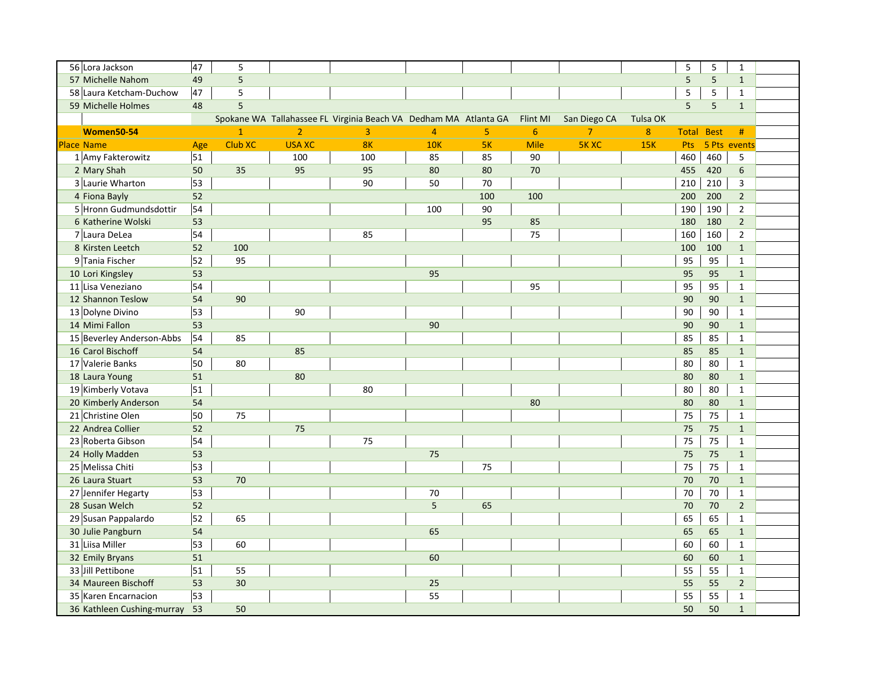| Place | Name | Age | 1 | 2 | 3 | 4 | 5 | 6 | 7 | 8 | Total | Best | # |
|---|---|---|---|---|---|---|---|---|---|---|---|---|---|
| 56 | Lora Jackson | 47 | 5 | | | | | | | | 5 | 5 | 1 |
| 57 | Michelle Nahom | 49 | 5 | | | | | | | | 5 | 5 | 1 |
| 58 | Laura Ketcham-Duchow | 47 | 5 | | | | | | | | 5 | 5 | 1 |
| 59 | Michelle Holmes | 48 | 5 | | | | | | | | 5 | 5 | 1 |

| | | | Spokane WA | Tallahassee FL | Virginia Beach VA | Dedham MA | Atlanta GA | Flint MI | San Diego CA | Tulsa OK | | | |
|---|---|---|---|---|---|---|---|---|---|---|---|---|---|
| | **Women50-54** | | 1 | 2 | 3 | 4 | 5 | 6 | 7 | 8 | Total | Best | # |
| Place | Name | Age | Club XC | USA XC | 8K | 10K | 5K | Mile | 5K XC | 15K | Pts | 5 Pts | events |
| 1 | Amy Fakterowitz | 51 | | 100 | 100 | 85 | 85 | 90 | | | 460 | 460 | 5 |
| 2 | Mary Shah | 50 | 35 | 95 | 95 | 80 | 80 | 70 | | | 455 | 420 | 6 |
| 3 | Laurie Wharton | 53 | | | 90 | 50 | 70 | | | | 210 | 210 | 3 |
| 4 | Fiona Bayly | 52 | | | | | 100 | 100 | | | 200 | 200 | 2 |
| 5 | Hronn Gudmundsdottir | 54 | | | | 100 | 90 | | | | 190 | 190 | 2 |
| 6 | Katherine Wolski | 53 | | | | | 95 | 85 | | | 180 | 180 | 2 |
| 7 | Laura DeLea | 54 | | | 85 | | | 75 | | | 160 | 160 | 2 |
| 8 | Kirsten Leetch | 52 | 100 | | | | | | | | 100 | 100 | 1 |
| 9 | Tania Fischer | 52 | 95 | | | | | | | | 95 | 95 | 1 |
| 10 | Lori Kingsley | 53 | | | | 95 | | | | | 95 | 95 | 1 |
| 11 | Lisa Veneziano | 54 | | | | | | 95 | | | 95 | 95 | 1 |
| 12 | Shannon Teslow | 54 | 90 | | | | | | | | 90 | 90 | 1 |
| 13 | Dolyne Divino | 53 | | 90 | | | | | | | 90 | 90 | 1 |
| 14 | Mimi Fallon | 53 | | | | 90 | | | | | 90 | 90 | 1 |
| 15 | Beverley Anderson-Abbs | 54 | 85 | | | | | | | | 85 | 85 | 1 |
| 16 | Carol Bischoff | 54 | | 85 | | | | | | | 85 | 85 | 1 |
| 17 | Valerie Banks | 50 | 80 | | | | | | | | 80 | 80 | 1 |
| 18 | Laura Young | 51 | | 80 | | | | | | | 80 | 80 | 1 |
| 19 | Kimberly Votava | 51 | | | 80 | | | | | | 80 | 80 | 1 |
| 20 | Kimberly Anderson | 54 | | | | | | 80 | | | 80 | 80 | 1 |
| 21 | Christine Olen | 50 | 75 | | | | | | | | 75 | 75 | 1 |
| 22 | Andrea Collier | 52 | | 75 | | | | | | | 75 | 75 | 1 |
| 23 | Roberta Gibson | 54 | | | 75 | | | | | | 75 | 75 | 1 |
| 24 | Holly Madden | 53 | | | | 75 | | | | | 75 | 75 | 1 |
| 25 | Melissa Chiti | 53 | | | | | 75 | | | | 75 | 75 | 1 |
| 26 | Laura Stuart | 53 | 70 | | | | | | | | 70 | 70 | 1 |
| 27 | Jennifer Hegarty | 53 | | | | 70 | | | | | 70 | 70 | 1 |
| 28 | Susan Welch | 52 | | | | 5 | 65 | | | | 70 | 70 | 2 |
| 29 | Susan Pappalardo | 52 | 65 | | | | | | | | 65 | 65 | 1 |
| 30 | Julie Pangburn | 54 | | | | 65 | | | | | 65 | 65 | 1 |
| 31 | Liisa Miller | 53 | 60 | | | | | | | | 60 | 60 | 1 |
| 32 | Emily Bryans | 51 | | | | 60 | | | | | 60 | 60 | 1 |
| 33 | Jill Pettibone | 51 | 55 | | | | | | | | 55 | 55 | 1 |
| 34 | Maureen Bischoff | 53 | 30 | | | 25 | | | | | 55 | 55 | 2 |
| 35 | Karen Encarnacion | 53 | | | | 55 | | | | | 55 | 55 | 1 |
| 36 | Kathleen Cushing-murray | 53 | 50 | | | | | | | | 50 | 50 | 1 |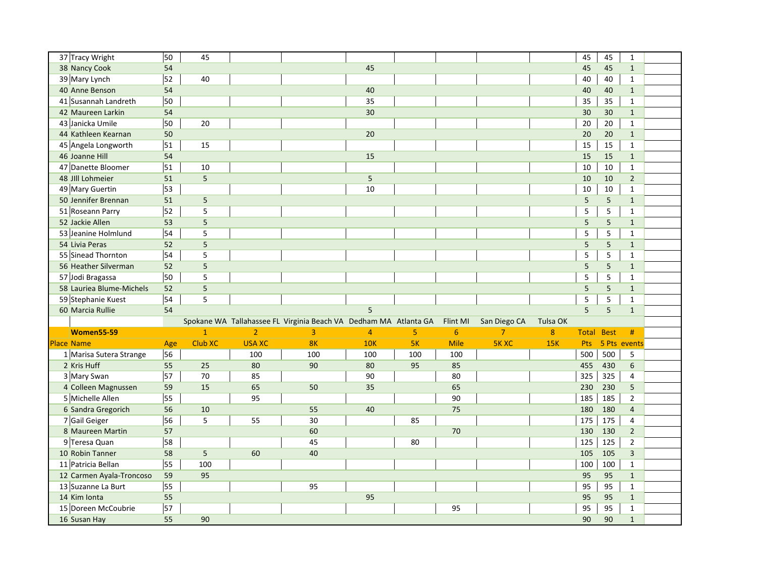| Place | Name | Age | 1 | 2 | 3 | 4 | 5 | 6 | 7 | 8 | Total | Best | # | |
|---|---|---|---|---|---|---|---|---|---|---|---|---|---|---|
| 37 | Tracy Wright | 50 | 45 | | | | | | | | 45 | 45 | 1 | |
| 38 | Nancy Cook | 54 | | | | 45 | | | | | 45 | 45 | 1 | |
| 39 | Mary Lynch | 52 | 40 | | | | | | | | 40 | 40 | 1 | |
| 40 | Anne Benson | 54 | | | | 40 | | | | | 40 | 40 | 1 | |
| 41 | Susannah Landreth | 50 | | | | 35 | | | | | 35 | 35 | 1 | |
| 42 | Maureen Larkin | 54 | | | | 30 | | | | | 30 | 30 | 1 | |
| 43 | Janicka Umile | 50 | 20 | | | | | | | | 20 | 20 | 1 | |
| 44 | Kathleen Kearnan | 50 | | | | 20 | | | | | 20 | 20 | 1 | |
| 45 | Angela Longworth | 51 | 15 | | | | | | | | 15 | 15 | 1 | |
| 46 | Joanne Hill | 54 | | | | 15 | | | | | 15 | 15 | 1 | |
| 47 | Danette Bloomer | 51 | 10 | | | | | | | | 10 | 10 | 1 | |
| 48 | JIll Lohmeier | 51 | 5 | | | 5 | | | | | 10 | 10 | 2 | |
| 49 | Mary Guertin | 53 | | | | 10 | | | | | 10 | 10 | 1 | |
| 50 | Jennifer Brennan | 51 | 5 | | | | | | | | 5 | 5 | 1 | |
| 51 | Roseann Parry | 52 | 5 | | | | | | | | 5 | 5 | 1 | |
| 52 | Jackie Allen | 53 | 5 | | | | | | | | 5 | 5 | 1 | |
| 53 | Jeanine Holmlund | 54 | 5 | | | | | | | | 5 | 5 | 1 | |
| 54 | Livia Peras | 52 | 5 | | | | | | | | 5 | 5 | 1 | |
| 55 | Sinead Thornton | 54 | 5 | | | | | | | | 5 | 5 | 1 | |
| 56 | Heather Silverman | 52 | 5 | | | | | | | | 5 | 5 | 1 | |
| 57 | Jodi Bragassa | 50 | 5 | | | | | | | | 5 | 5 | 1 | |
| 58 | Lauriea Blume-Michels | 52 | 5 | | | | | | | | 5 | 5 | 1 | |
| 59 | Stephanie Kuest | 54 | 5 | | | | | | | | 5 | 5 | 1 | |
| 60 | Marcia Rullie | 54 | | | | 5 | | | | | 5 | 5 | 1 | |

| | | | Spokane WA | Tallahassee FL | Virginia Beach VA | Dedham MA | Atlanta GA | Flint MI | San Diego CA | Tulsa OK | | | | |
|---|---|---|---|---|---|---|---|---|---|---|---|---|---|---|
| | **Women55-59** | | 1 | 2 | 3 | 4 | 5 | 6 | 7 | 8 | Total | Best | # | |
| Place | Name | Age | Club XC | USA XC | 8K | 10K | 5K | Mile | 5K XC | 15K | Pts | 5 Pts | events | |
| 1 | Marisa Sutera Strange | 56 | | 100 | 100 | 100 | 100 | 100 | | | 500 | 500 | 5 | |
| 2 | Kris Huff | 55 | 25 | 80 | 90 | 80 | 95 | 85 | | | 455 | 430 | 6 | |
| 3 | Mary Swan | 57 | 70 | 85 | | 90 | | 80 | | | 325 | 325 | 4 | |
| 4 | Colleen Magnussen | 59 | 15 | 65 | 50 | 35 | | 65 | | | 230 | 230 | 5 | |
| 5 | Michelle Allen | 55 | | 95 | | | | 90 | | | 185 | 185 | 2 | |
| 6 | Sandra Gregorich | 56 | 10 | | 55 | 40 | | 75 | | | 180 | 180 | 4 | |
| 7 | Gail Geiger | 56 | 5 | 55 | 30 | | 85 | | | | 175 | 175 | 4 | |
| 8 | Maureen Martin | 57 | | | 60 | | | 70 | | | 130 | 130 | 2 | |
| 9 | Teresa Quan | 58 | | | 45 | | 80 | | | | 125 | 125 | 2 | |
| 10 | Robin Tanner | 58 | 5 | 60 | 40 | | | | | | 105 | 105 | 3 | |
| 11 | Patricia Bellan | 55 | 100 | | | | | | | | 100 | 100 | 1 | |
| 12 | Carmen Ayala-Troncoso | 59 | 95 | | | | | | | | 95 | 95 | 1 | |
| 13 | Suzanne La Burt | 55 | | | 95 | | | | | | 95 | 95 | 1 | |
| 14 | Kim Ionta | 55 | | | | 95 | | | | | 95 | 95 | 1 | |
| 15 | Doreen McCoubrie | 57 | | | | | | 95 | | | 95 | 95 | 1 | |
| 16 | Susan Hay | 55 | 90 | | | | | | | | 90 | 90 | 1 | |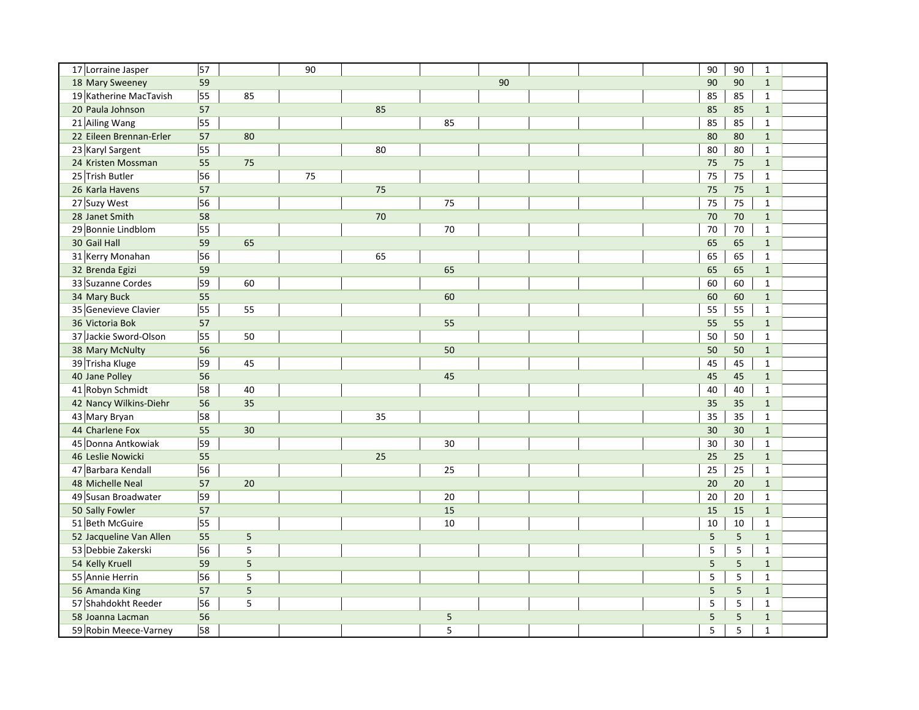| | | | | | | | | | | | | | | |
|---|---|---|---|---|---|---|---|---|---|---|---|---|---|---|
| 17 | Lorraine Jasper | 57 | | 90 | | | | | | | 90 | 90 | 1 | |
| 18 | Mary Sweeney | 59 | | | | | 90 | | | | 90 | 90 | 1 | |
| 19 | Katherine MacTavish | 55 | 85 | | | | | | | | 85 | 85 | 1 | |
| 20 | Paula Johnson | 57 | | | 85 | | | | | | 85 | 85 | 1 | |
| 21 | Ailing Wang | 55 | | | | 85 | | | | | 85 | 85 | 1 | |
| 22 | Eileen Brennan-Erler | 57 | 80 | | | | | | | | 80 | 80 | 1 | |
| 23 | Karyl Sargent | 55 | | | 80 | | | | | | 80 | 80 | 1 | |
| 24 | Kristen Mossman | 55 | 75 | | | | | | | | 75 | 75 | 1 | |
| 25 | Trish Butler | 56 | | 75 | | | | | | | 75 | 75 | 1 | |
| 26 | Karla Havens | 57 | | | 75 | | | | | | 75 | 75 | 1 | |
| 27 | Suzy West | 56 | | | | 75 | | | | | 75 | 75 | 1 | |
| 28 | Janet Smith | 58 | | | 70 | | | | | | 70 | 70 | 1 | |
| 29 | Bonnie Lindblom | 55 | | | | 70 | | | | | 70 | 70 | 1 | |
| 30 | Gail Hall | 59 | 65 | | | | | | | | 65 | 65 | 1 | |
| 31 | Kerry Monahan | 56 | | | 65 | | | | | | 65 | 65 | 1 | |
| 32 | Brenda Egizi | 59 | | | | 65 | | | | | 65 | 65 | 1 | |
| 33 | Suzanne Cordes | 59 | 60 | | | | | | | | 60 | 60 | 1 | |
| 34 | Mary Buck | 55 | | | | 60 | | | | | 60 | 60 | 1 | |
| 35 | Genevieve Clavier | 55 | 55 | | | | | | | | 55 | 55 | 1 | |
| 36 | Victoria Bok | 57 | | | | 55 | | | | | 55 | 55 | 1 | |
| 37 | Jackie Sword-Olson | 55 | 50 | | | | | | | | 50 | 50 | 1 | |
| 38 | Mary McNulty | 56 | | | | 50 | | | | | 50 | 50 | 1 | |
| 39 | Trisha Kluge | 59 | 45 | | | | | | | | 45 | 45 | 1 | |
| 40 | Jane Polley | 56 | | | | 45 | | | | | 45 | 45 | 1 | |
| 41 | Robyn Schmidt | 58 | 40 | | | | | | | | 40 | 40 | 1 | |
| 42 | Nancy Wilkins-Diehr | 56 | 35 | | | | | | | | 35 | 35 | 1 | |
| 43 | Mary Bryan | 58 | | | 35 | | | | | | 35 | 35 | 1 | |
| 44 | Charlene Fox | 55 | 30 | | | | | | | | 30 | 30 | 1 | |
| 45 | Donna Antkowiak | 59 | | | | 30 | | | | | 30 | 30 | 1 | |
| 46 | Leslie Nowicki | 55 | | | 25 | | | | | | 25 | 25 | 1 | |
| 47 | Barbara Kendall | 56 | | | | 25 | | | | | 25 | 25 | 1 | |
| 48 | Michelle Neal | 57 | 20 | | | | | | | | 20 | 20 | 1 | |
| 49 | Susan Broadwater | 59 | | | | 20 | | | | | 20 | 20 | 1 | |
| 50 | Sally Fowler | 57 | | | | 15 | | | | | 15 | 15 | 1 | |
| 51 | Beth McGuire | 55 | | | | 10 | | | | | 10 | 10 | 1 | |
| 52 | Jacqueline Van Allen | 55 | 5 | | | | | | | | 5 | 5 | 1 | |
| 53 | Debbie Zakerski | 56 | 5 | | | | | | | | 5 | 5 | 1 | |
| 54 | Kelly Kruell | 59 | 5 | | | | | | | | 5 | 5 | 1 | |
| 55 | Annie Herrin | 56 | 5 | | | | | | | | 5 | 5 | 1 | |
| 56 | Amanda King | 57 | 5 | | | | | | | | 5 | 5 | 1 | |
| 57 | Shahdokht Reeder | 56 | 5 | | | | | | | | 5 | 5 | 1 | |
| 58 | Joanna Lacman | 56 | | | | 5 | | | | | 5 | 5 | 1 | |
| 59 | Robin Meece-Varney | 58 | | | | 5 | | | | | 5 | 5 | 1 | |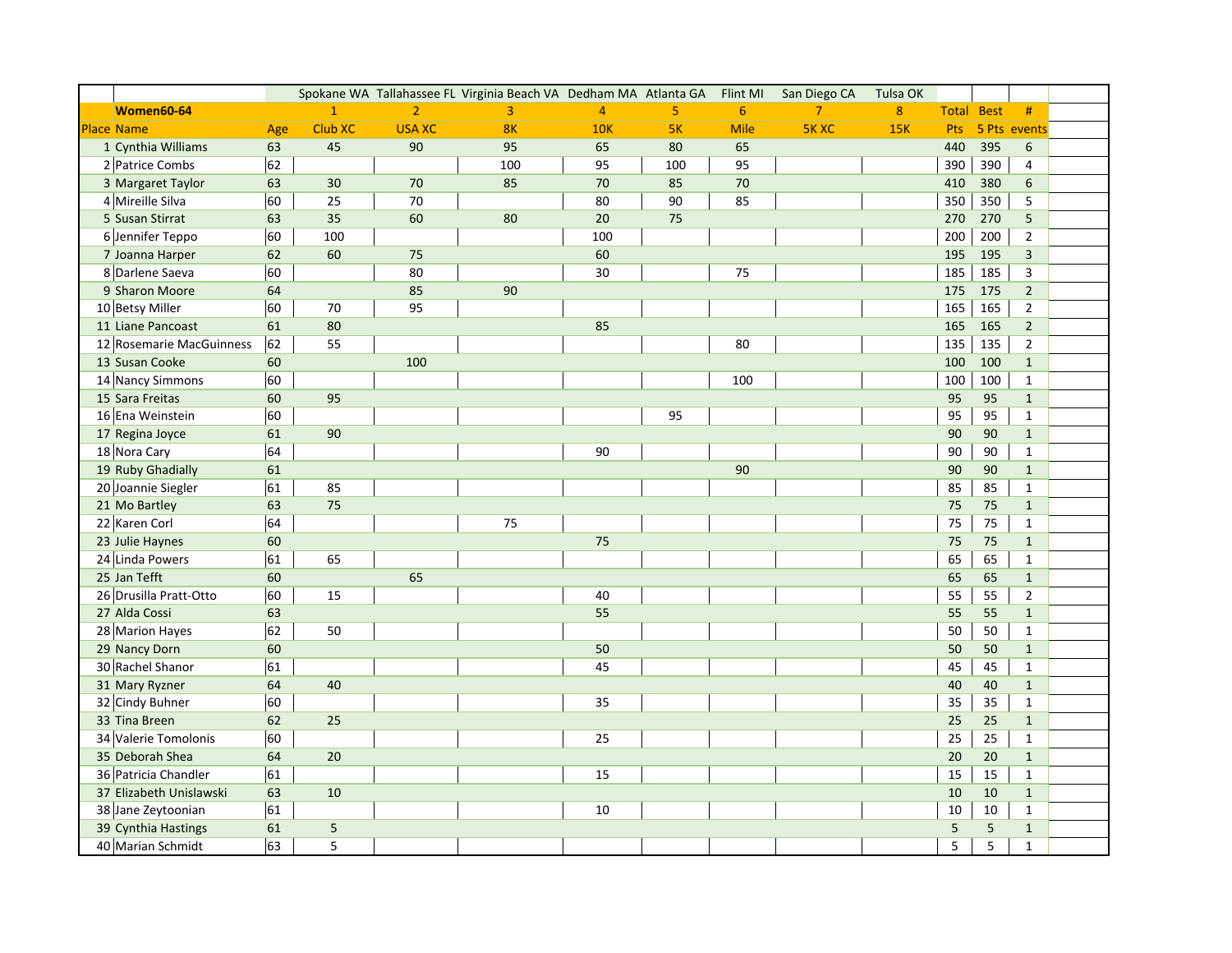| | | | Spokane WA | Tallahassee FL | Virginia Beach VA | Dedham MA | Atlanta GA | Flint MI | San Diego CA | Tulsa OK | | | |
|---|---|---|---|---|---|---|---|---|---|---|---|---|---|
| | **Women60-64** | | 1 | 2 | 3 | 4 | 5 | 6 | 7 | 8 | Total | Best | # |
| Place | Name | Age | Club XC | USA XC | 8K | 10K | 5K | Mile | 5K XC | 15K | Pts | 5 Pts | events |
| 1 | Cynthia Williams | 63 | 45 | 90 | 95 | 65 | 80 | 65 | | | 440 | 395 | 6 |
| 2 | Patrice Combs | 62 | | | 100 | 95 | 100 | 95 | | | 390 | 390 | 4 |
| 3 | Margaret Taylor | 63 | 30 | 70 | 85 | 70 | 85 | 70 | | | 410 | 380 | 6 |
| 4 | Mireille Silva | 60 | 25 | 70 | | 80 | 90 | 85 | | | 350 | 350 | 5 |
| 5 | Susan Stirrat | 63 | 35 | 60 | 80 | 20 | 75 | | | | 270 | 270 | 5 |
| 6 | Jennifer Teppo | 60 | 100 | | | 100 | | | | | 200 | 200 | 2 |
| 7 | Joanna Harper | 62 | 60 | 75 | | 60 | | | | | 195 | 195 | 3 |
| 8 | Darlene Saeva | 60 | | 80 | | 30 | | 75 | | | 185 | 185 | 3 |
| 9 | Sharon Moore | 64 | | 85 | 90 | | | | | | 175 | 175 | 2 |
| 10 | Betsy Miller | 60 | 70 | 95 | | | | | | | 165 | 165 | 2 |
| 11 | Liane Pancoast | 61 | 80 | | | 85 | | | | | 165 | 165 | 2 |
| 12 | Rosemarie MacGuinness | 62 | 55 | | | | | 80 | | | 135 | 135 | 2 |
| 13 | Susan Cooke | 60 | | 100 | | | | | | | 100 | 100 | 1 |
| 14 | Nancy Simmons | 60 | | | | | | 100 | | | 100 | 100 | 1 |
| 15 | Sara Freitas | 60 | 95 | | | | | | | | 95 | 95 | 1 |
| 16 | Ena Weinstein | 60 | | | | | 95 | | | | 95 | 95 | 1 |
| 17 | Regina Joyce | 61 | 90 | | | | | | | | 90 | 90 | 1 |
| 18 | Nora Cary | 64 | | | | 90 | | | | | 90 | 90 | 1 |
| 19 | Ruby Ghadially | 61 | | | | | | 90 | | | 90 | 90 | 1 |
| 20 | Joannie Siegler | 61 | 85 | | | | | | | | 85 | 85 | 1 |
| 21 | Mo Bartley | 63 | 75 | | | | | | | | 75 | 75 | 1 |
| 22 | Karen Corl | 64 | | | 75 | | | | | | 75 | 75 | 1 |
| 23 | Julie Haynes | 60 | | | | 75 | | | | | 75 | 75 | 1 |
| 24 | Linda Powers | 61 | 65 | | | | | | | | 65 | 65 | 1 |
| 25 | Jan Tefft | 60 | | 65 | | | | | | | 65 | 65 | 1 |
| 26 | Drusilla Pratt-Otto | 60 | 15 | | | 40 | | | | | 55 | 55 | 2 |
| 27 | Alda Cossi | 63 | | | | 55 | | | | | 55 | 55 | 1 |
| 28 | Marion Hayes | 62 | 50 | | | | | | | | 50 | 50 | 1 |
| 29 | Nancy Dorn | 60 | | | | 50 | | | | | 50 | 50 | 1 |
| 30 | Rachel Shanor | 61 | | | | 45 | | | | | 45 | 45 | 1 |
| 31 | Mary Ryzner | 64 | 40 | | | | | | | | 40 | 40 | 1 |
| 32 | Cindy Buhner | 60 | | | | 35 | | | | | 35 | 35 | 1 |
| 33 | Tina Breen | 62 | 25 | | | | | | | | 25 | 25 | 1 |
| 34 | Valerie Tomolonis | 60 | | | | 25 | | | | | 25 | 25 | 1 |
| 35 | Deborah Shea | 64 | 20 | | | | | | | | 20 | 20 | 1 |
| 36 | Patricia Chandler | 61 | | | | 15 | | | | | 15 | 15 | 1 |
| 37 | Elizabeth Unislawski | 63 | 10 | | | | | | | | 10 | 10 | 1 |
| 38 | Jane Zeytoonian | 61 | | | | 10 | | | | | 10 | 10 | 1 |
| 39 | Cynthia Hastings | 61 | 5 | | | | | | | | 5 | 5 | 1 |
| 40 | Marian Schmidt | 63 | 5 | | | | | | | | 5 | 5 | 1 |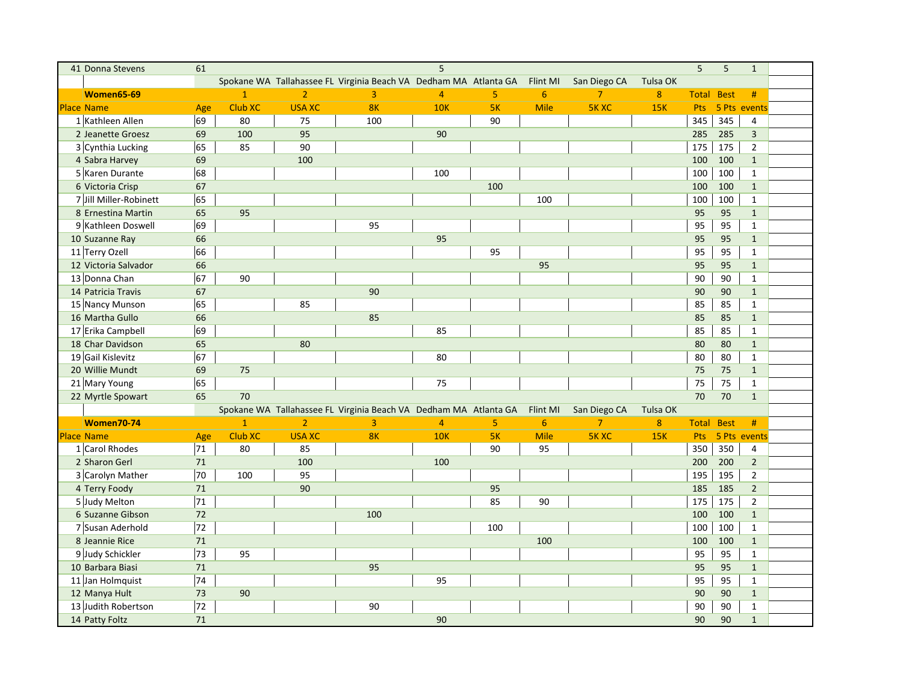| 41 | Donna Stevens | 61 | | | | 5 | | | | | 5 | 5 | 1 |
|---|---|---|---|---|---|---|---|---|---|---|---|---|---|

| | | | Spokane WA | Tallahassee FL | Virginia Beach VA | Dedham MA | Atlanta GA | Flint MI | San Diego CA | Tulsa OK | | | |
|---|---|---|---|---|---|---|---|---|---|---|---|---|---|
| | **Women65-69** | | 1 | 2 | 3 | 4 | 5 | 6 | 7 | 8 | Total | Best | # |
| Place | Name | Age | Club XC | USA XC | 8K | 10K | 5K | Mile | 5K XC | 15K | Pts | 5 Pts | events |
| 1 | Kathleen Allen | 69 | 80 | 75 | 100 | | 90 | | | | 345 | 345 | 4 |
| 2 | Jeanette Groesz | 69 | 100 | 95 | | 90 | | | | | 285 | 285 | 3 |
| 3 | Cynthia Lucking | 65 | 85 | 90 | | | | | | | 175 | 175 | 2 |
| 4 | Sabra Harvey | 69 | | 100 | | | | | | | 100 | 100 | 1 |
| 5 | Karen Durante | 68 | | | | 100 | | | | | 100 | 100 | 1 |
| 6 | Victoria Crisp | 67 | | | | | 100 | | | | 100 | 100 | 1 |
| 7 | Jill Miller-Robinett | 65 | | | | | | 100 | | | 100 | 100 | 1 |
| 8 | Ernestina Martin | 65 | 95 | | | | | | | | 95 | 95 | 1 |
| 9 | Kathleen Doswell | 69 | | | 95 | | | | | | 95 | 95 | 1 |
| 10 | Suzanne Ray | 66 | | | | 95 | | | | | 95 | 95 | 1 |
| 11 | Terry Ozell | 66 | | | | | 95 | | | | 95 | 95 | 1 |
| 12 | Victoria Salvador | 66 | | | | | | 95 | | | 95 | 95 | 1 |
| 13 | Donna Chan | 67 | 90 | | | | | | | | 90 | 90 | 1 |
| 14 | Patricia Travis | 67 | | | 90 | | | | | | 90 | 90 | 1 |
| 15 | Nancy Munson | 65 | | 85 | | | | | | | 85 | 85 | 1 |
| 16 | Martha Gullo | 66 | | | 85 | | | | | | 85 | 85 | 1 |
| 17 | Erika Campbell | 69 | | | | 85 | | | | | 85 | 85 | 1 |
| 18 | Char Davidson | 65 | | 80 | | | | | | | 80 | 80 | 1 |
| 19 | Gail Kislevitz | 67 | | | | 80 | | | | | 80 | 80 | 1 |
| 20 | Willie Mundt | 69 | 75 | | | | | | | | 75 | 75 | 1 |
| 21 | Mary Young | 65 | | | | 75 | | | | | 75 | 75 | 1 |
| 22 | Myrtle Spowart | 65 | 70 | | | | | | | | 70 | 70 | 1 |

| | | | Spokane WA | Tallahassee FL | Virginia Beach VA | Dedham MA | Atlanta GA | Flint MI | San Diego CA | Tulsa OK | | | |
|---|---|---|---|---|---|---|---|---|---|---|---|---|---|
| | **Women70-74** | | 1 | 2 | 3 | 4 | 5 | 6 | 7 | 8 | Total | Best | # |
| Place | Name | Age | Club XC | USA XC | 8K | 10K | 5K | Mile | 5K XC | 15K | Pts | 5 Pts | events |
| 1 | Carol Rhodes | 71 | 80 | 85 | | | 90 | 95 | | | 350 | 350 | 4 |
| 2 | Sharon Gerl | 71 | | 100 | | 100 | | | | | 200 | 200 | 2 |
| 3 | Carolyn Mather | 70 | 100 | 95 | | | | | | | 195 | 195 | 2 |
| 4 | Terry Foody | 71 | | 90 | | | 95 | | | | 185 | 185 | 2 |
| 5 | Judy Melton | 71 | | | | | 85 | 90 | | | 175 | 175 | 2 |
| 6 | Suzanne Gibson | 72 | | | 100 | | | | | | 100 | 100 | 1 |
| 7 | Susan Aderhold | 72 | | | | | 100 | | | | 100 | 100 | 1 |
| 8 | Jeannie Rice | 71 | | | | | | 100 | | | 100 | 100 | 1 |
| 9 | Judy Schickler | 73 | 95 | | | | | | | | 95 | 95 | 1 |
| 10 | Barbara Biasi | 71 | | | 95 | | | | | | 95 | 95 | 1 |
| 11 | Jan Holmquist | 74 | | | | 95 | | | | | 95 | 95 | 1 |
| 12 | Manya Hult | 73 | 90 | | | | | | | | 90 | 90 | 1 |
| 13 | Judith Robertson | 72 | | | 90 | | | | | | 90 | 90 | 1 |
| 14 | Patty Foltz | 71 | | | | 90 | | | | | 90 | 90 | 1 |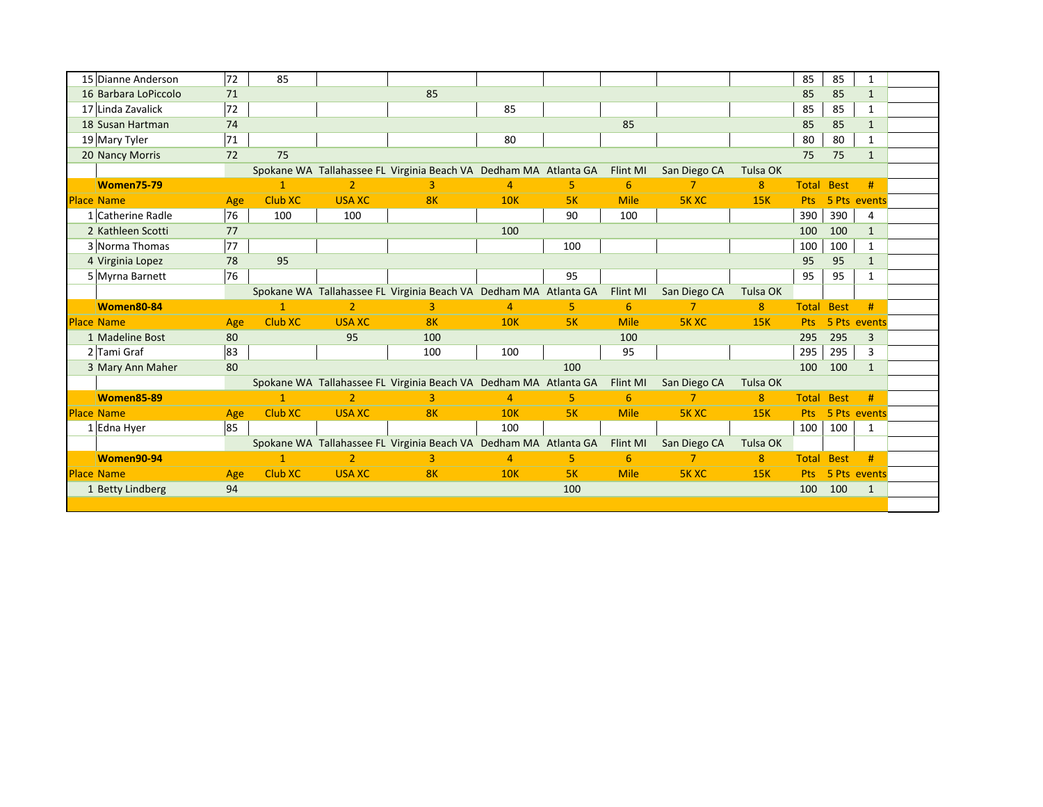| | | | | | | | | | | | | | |
|---|---|---|---|---|---|---|---|---|---|---|---|---|---|
| 15 | Dianne Anderson | 72 | 85 | | | | | | | | 85 | 85 | 1 |
| 16 | Barbara LoPiccolo | 71 | | | 85 | | | | | | 85 | 85 | 1 |
| 17 | Linda Zavalick | 72 | | | | 85 | | | | | 85 | 85 | 1 |
| 18 | Susan Hartman | 74 | | | | | | 85 | | | 85 | 85 | 1 |
| 19 | Mary Tyler | 71 | | | | 80 | | | | | 80 | 80 | 1 |
| 20 | Nancy Morris | 72 | 75 | | | | | | | | 75 | 75 | 1 |

| | | | Spokane WA | Tallahassee FL | Virginia Beach VA | Dedham MA | Atlanta GA | Flint MI | San Diego CA | Tulsa OK | | | |
|---|---|---|---|---|---|---|---|---|---|---|---|---|---|
| | **Women75-79** | | 1 | 2 | 3 | 4 | 5 | 6 | 7 | 8 | Total | Best | # |
| Place | Name | Age | Club XC | USA XC | 8K | 10K | 5K | Mile | 5K XC | 15K | Pts | 5 Pts | events |
| 1 | Catherine Radle | 76 | 100 | 100 | | | 90 | 100 | | | 390 | 390 | 4 |
| 2 | Kathleen Scotti | 77 | | | | 100 | | | | | 100 | 100 | 1 |
| 3 | Norma Thomas | 77 | | | | | 100 | | | | 100 | 100 | 1 |
| 4 | Virginia Lopez | 78 | 95 | | | | | | | | 95 | 95 | 1 |
| 5 | Myrna Barnett | 76 | | | | | 95 | | | | 95 | 95 | 1 |

| | | | Spokane WA | Tallahassee FL | Virginia Beach VA | Dedham MA | Atlanta GA | Flint MI | San Diego CA | Tulsa OK | | | |
|---|---|---|---|---|---|---|---|---|---|---|---|---|---|
| | **Women80-84** | | 1 | 2 | 3 | 4 | 5 | 6 | 7 | 8 | Total | Best | # |
| Place | Name | Age | Club XC | USA XC | 8K | 10K | 5K | Mile | 5K XC | 15K | Pts | 5 Pts | events |
| 1 | Madeline Bost | 80 | | 95 | 100 | | | 100 | | | 295 | 295 | 3 |
| 2 | Tami Graf | 83 | | | 100 | 100 | | 95 | | | 295 | 295 | 3 |
| 3 | Mary Ann Maher | 80 | | | | | 100 | | | | 100 | 100 | 1 |

| | | | Spokane WA | Tallahassee FL | Virginia Beach VA | Dedham MA | Atlanta GA | Flint MI | San Diego CA | Tulsa OK | | | |
|---|---|---|---|---|---|---|---|---|---|---|---|---|---|
| | **Women85-89** | | 1 | 2 | 3 | 4 | 5 | 6 | 7 | 8 | Total | Best | # |
| Place | Name | Age | Club XC | USA XC | 8K | 10K | 5K | Mile | 5K XC | 15K | Pts | 5 Pts | events |
| 1 | Edna Hyer | 85 | | | | 100 | | | | | 100 | 100 | 1 |

| | | | Spokane WA | Tallahassee FL | Virginia Beach VA | Dedham MA | Atlanta GA | Flint MI | San Diego CA | Tulsa OK | | | |
|---|---|---|---|---|---|---|---|---|---|---|---|---|---|
| | **Women90-94** | | 1 | 2 | 3 | 4 | 5 | 6 | 7 | 8 | Total | Best | # |
| Place | Name | Age | Club XC | USA XC | 8K | 10K | 5K | Mile | 5K XC | 15K | Pts | 5 Pts | events |
| 1 | Betty Lindberg | 94 | | | | | 100 | | | | 100 | 100 | 1 |